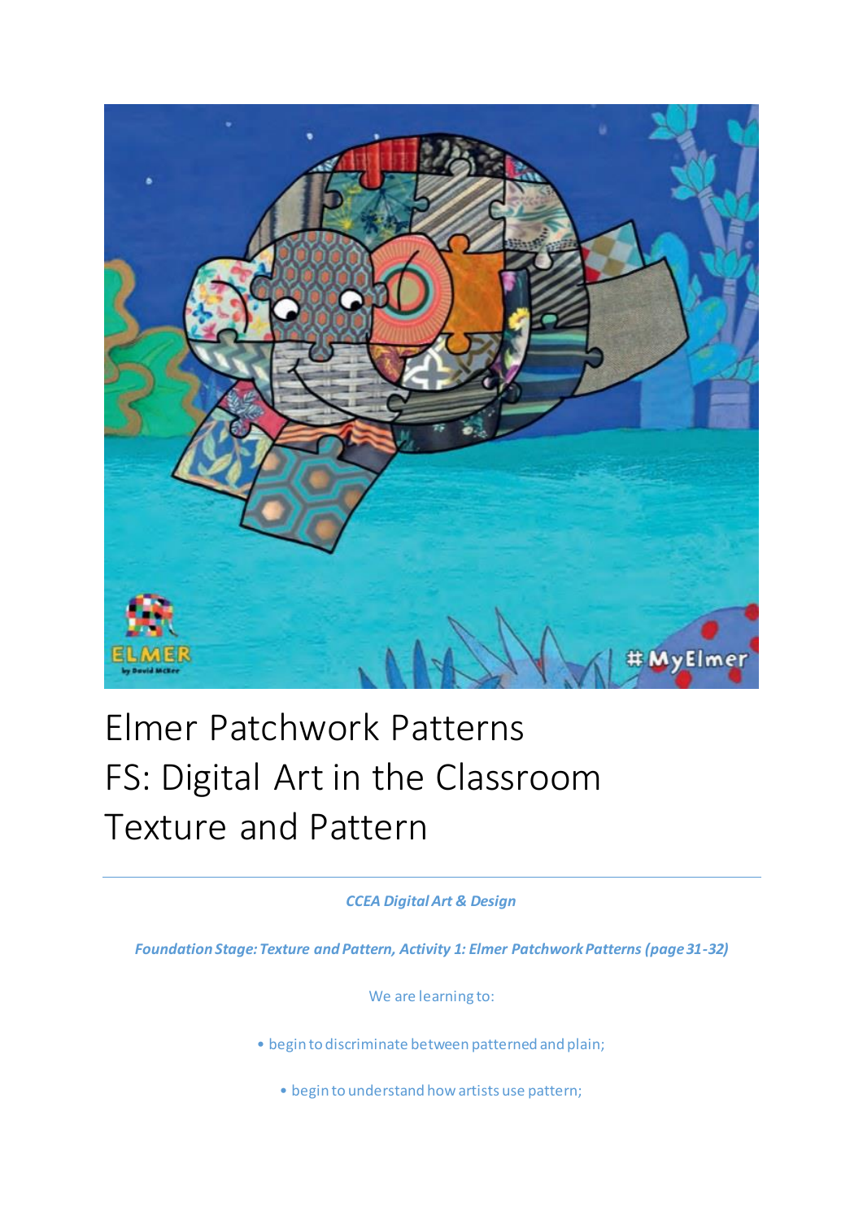# Elmer Patchwork Patterns
# FS: Digital Art in the Classroom
# Texture and Pattern

---

*CCEA Digital Art & Design*

*Foundation Stage: Texture and Pattern, Activity 1: Elmer Patchwork Patterns (page 31-32)*

We are learning to:

- begin to discriminate between patterned and plain;
- begin to understand how artists use pattern;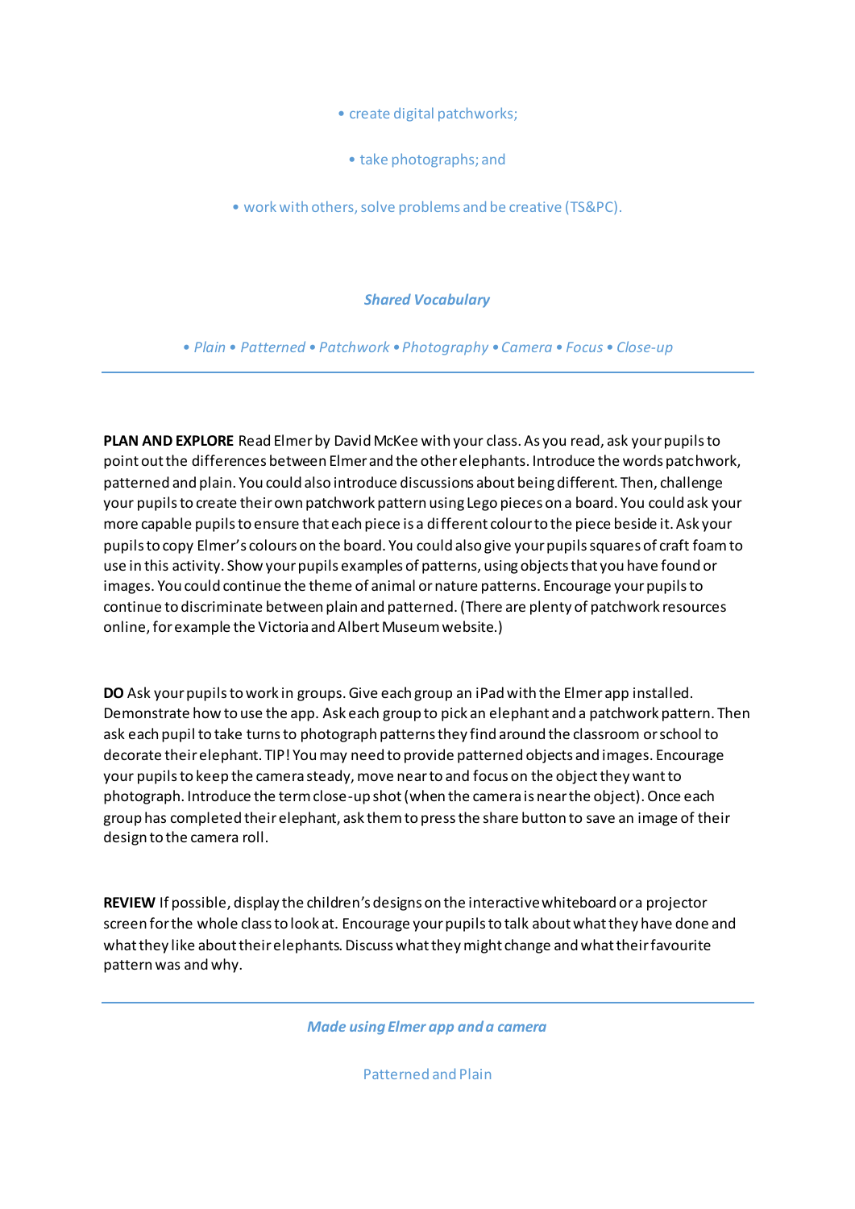- create digital patchworks;
- take photographs; and
- work with others, solve problems and be creative (TS&PC).

### *Shared Vocabulary*

*• Plain • Patterned • Patchwork • Photography • Camera • Focus • Close-up*

---

**PLAN AND EXPLORE** Read Elmer by David McKee with your class. As you read, ask your pupils to point out the differences between Elmer and the other elephants. Introduce the words patchwork, patterned and plain. You could also introduce discussions about being different. Then, challenge your pupils to create their own patchwork pattern using Lego pieces on a board. You could ask your more capable pupils to ensure that each piece is a different colour to the piece beside it. Ask your pupils to copy Elmer's colours on the board. You could also give your pupils squares of craft foam to use in this activity. Show your pupils examples of patterns, using objects that you have found or images. You could continue the theme of animal or nature patterns. Encourage your pupils to continue to discriminate between plain and patterned. (There are plenty of patchwork resources online, for example the Victoria and Albert Museum website.)

**DO** Ask your pupils to work in groups. Give each group an iPad with the Elmer app installed. Demonstrate how to use the app. Ask each group to pick an elephant and a patchwork pattern. Then ask each pupil to take turns to photograph patterns they find around the classroom or school to decorate their elephant. TIP! You may need to provide patterned objects and images. Encourage your pupils to keep the camera steady, move near to and focus on the object they want to photograph. Introduce the term close-up shot (when the camera is near the object). Once each group has completed their elephant, ask them to press the share button to save an image of their design to the camera roll.

**REVIEW** If possible, display the children's designs on the interactive whiteboard or a projector screen for the whole class to look at. Encourage your pupils to talk about what they have done and what they like about their elephants. Discuss what they might change and what their favourite pattern was and why.

---

***Made using Elmer app and a camera***

Patterned and Plain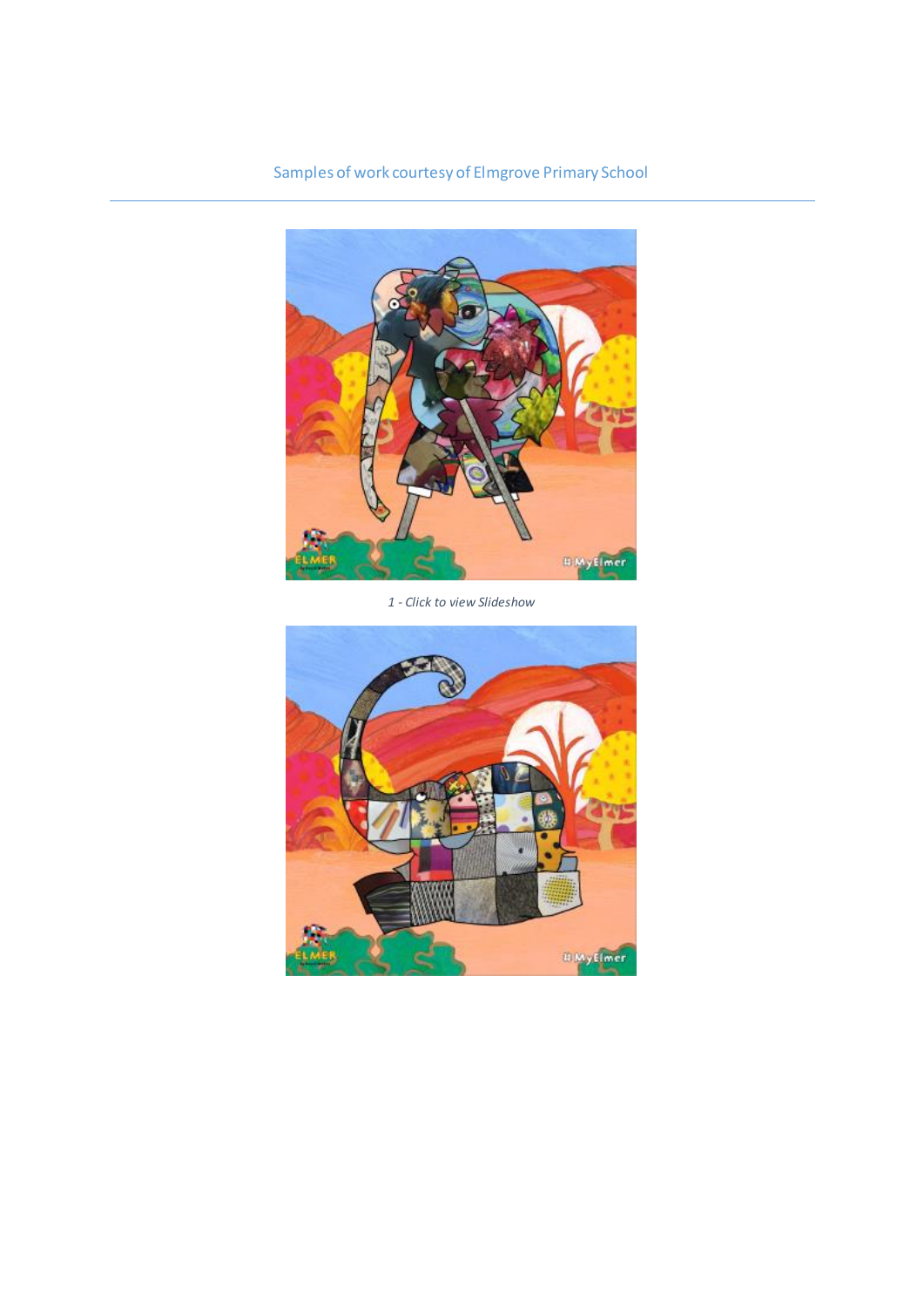Samples of work courtesy of Elmgrove Primary School

*1 - Click to view Slideshow*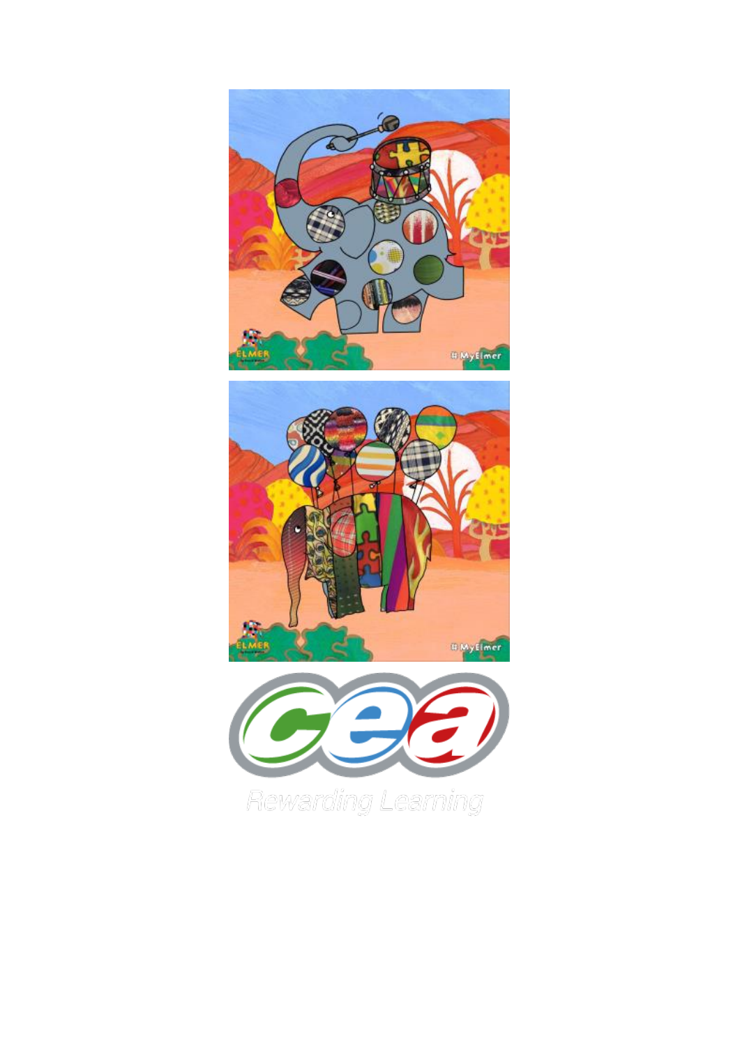Rewarding Learning